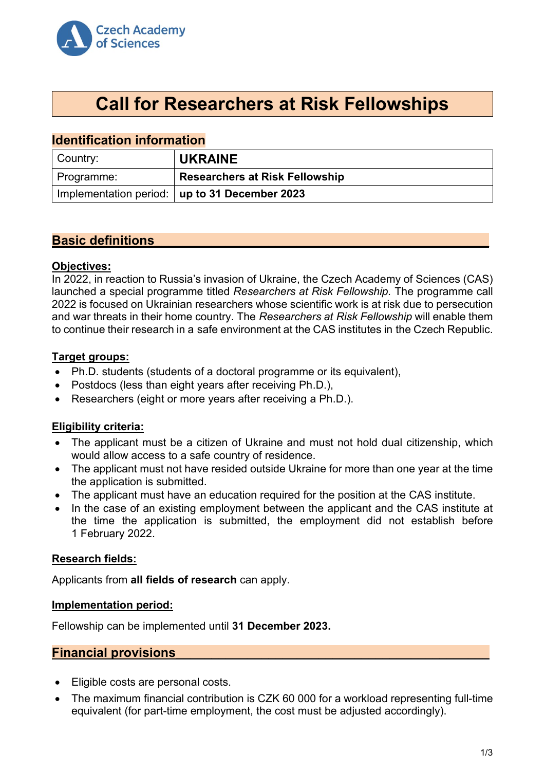Czech Academy of Sciences

# Call for Researchers at Risk Fellowships

## Identification information

| Country: | **UKRAINE** |
|---|---|
| Programme: | **Researchers at Risk Fellowship** |
| Implementation period: | **up to 31 December 2023** |

## Basic definitions

**Objectives:**

In 2022, in reaction to Russia's invasion of Ukraine, the Czech Academy of Sciences (CAS) launched a special programme titled *Researchers at Risk Fellowship.* The programme call 2022 is focused on Ukrainian researchers whose scientific work is at risk due to persecution and war threats in their home country. The *Researchers at Risk Fellowship* will enable them to continue their research in a safe environment at the CAS institutes in the Czech Republic.

**Target groups:**

- Ph.D. students (students of a doctoral programme or its equivalent),
- Postdocs (less than eight years after receiving Ph.D.),
- Researchers (eight or more years after receiving a Ph.D.).

**Eligibility criteria:**

- The applicant must be a citizen of Ukraine and must not hold dual citizenship, which would allow access to a safe country of residence.
- The applicant must not have resided outside Ukraine for more than one year at the time the application is submitted.
- The applicant must have an education required for the position at the CAS institute.
- In the case of an existing employment between the applicant and the CAS institute at the time the application is submitted, the employment did not establish before 1 February 2022.

**Research fields:**

Applicants from **all fields of research** can apply.

**Implementation period:**

Fellowship can be implemented until **31 December 2023.**

## Financial provisions

- Eligible costs are personal costs.
- The maximum financial contribution is CZK 60 000 for a workload representing full-time equivalent (for part-time employment, the cost must be adjusted accordingly).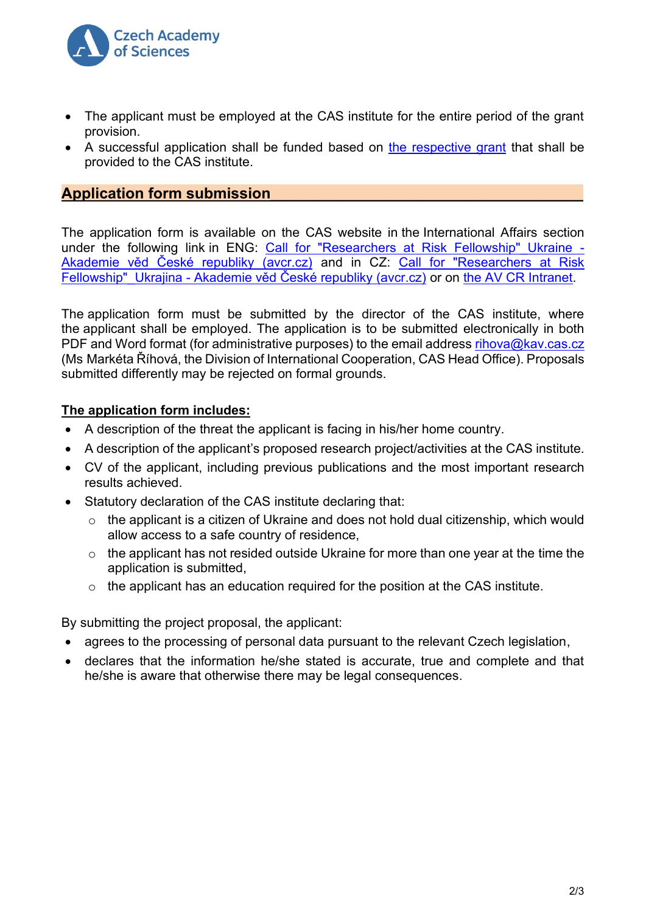- The applicant must be employed at the CAS institute for the entire period of the grant provision.
- A successful application shall be funded based on the respective grant that shall be provided to the CAS institute.

## Application form submission

The application form is available on the CAS website in the International Affairs section under the following link in ENG: Call for "Researchers at Risk Fellowship" Ukraine - Akademie věd České republiky (avcr.cz) and in CZ: Call for "Researchers at Risk Fellowship" Ukrajina - Akademie věd České republiky (avcr.cz) or on the AV CR Intranet.

The application form must be submitted by the director of the CAS institute, where the applicant shall be employed. The application is to be submitted electronically in both PDF and Word format (for administrative purposes) to the email address rihova@kav.cas.cz (Ms Markéta Říhová, the Division of International Cooperation, CAS Head Office). Proposals submitted differently may be rejected on formal grounds.

**The application form includes:**

- A description of the threat the applicant is facing in his/her home country.
- A description of the applicant's proposed research project/activities at the CAS institute.
- CV of the applicant, including previous publications and the most important research results achieved.
- Statutory declaration of the CAS institute declaring that:
  - the applicant is a citizen of Ukraine and does not hold dual citizenship, which would allow access to a safe country of residence,
  - the applicant has not resided outside Ukraine for more than one year at the time the application is submitted,
  - the applicant has an education required for the position at the CAS institute.

By submitting the project proposal, the applicant:

- agrees to the processing of personal data pursuant to the relevant Czech legislation,
- declares that the information he/she stated is accurate, true and complete and that he/she is aware that otherwise there may be legal consequences.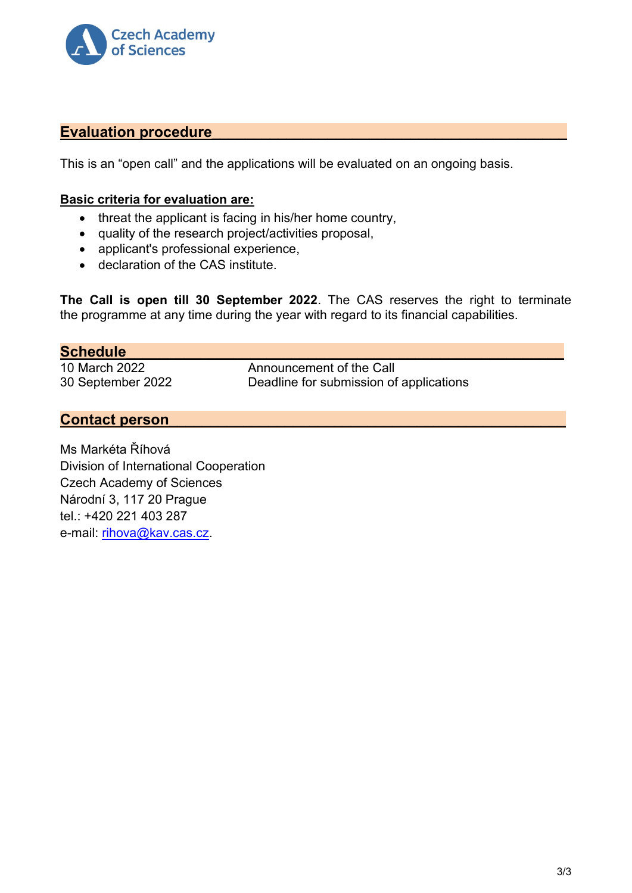## Evaluation procedure

This is an "open call" and the applications will be evaluated on an ongoing basis.

**Basic criteria for evaluation are:**

- threat the applicant is facing in his/her home country,
- quality of the research project/activities proposal,
- applicant's professional experience,
- declaration of the CAS institute.

**The Call is open till 30 September 2022**. The CAS reserves the right to terminate the programme at any time during the year with regard to its financial capabilities.

## Schedule

| | |
|---|---|
| 10 March 2022 | Announcement of the Call |
| 30 September 2022 | Deadline for submission of applications |

## Contact person

Ms Markéta Říhová
Division of International Cooperation
Czech Academy of Sciences
Národní 3, 117 20 Prague
tel.: +420 221 403 287
e-mail: rihova@kav.cas.cz.